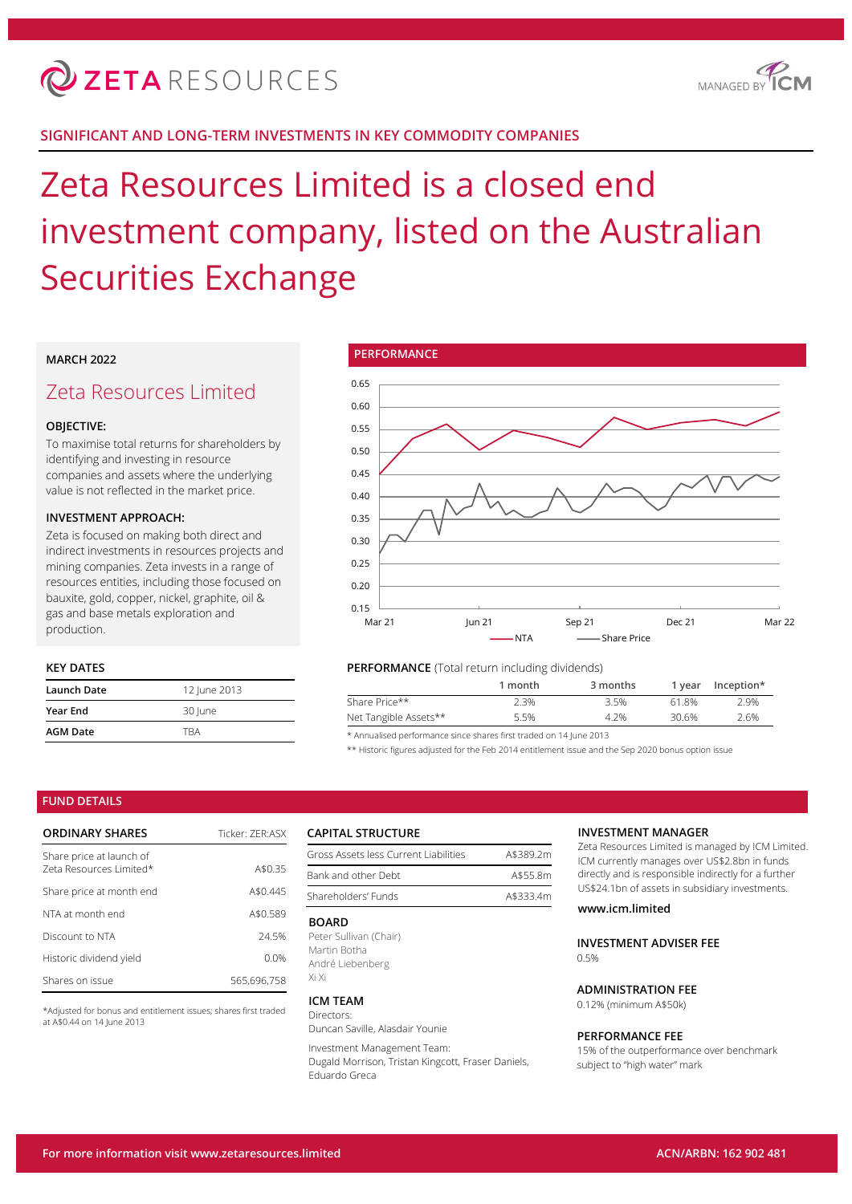# ZETA RESOURCES

MANAGED BY ICM

**SIGNIFICANT AND LONG-TERM INVESTMENTS IN KEY COMMODITY COMPANIES**

# Zeta Resources Limited is a closed end investment company, listed on the Australian Securities Exchange

**MARCH 2022**

## Zeta Resources Limited

**OBJECTIVE:**

To maximise total returns for shareholders by identifying and investing in resource companies and assets where the underlying value is not reflected in the market price.

**INVESTMENT APPROACH:**

Zeta is focused on making both direct and indirect investments in resources projects and mining companies. Zeta invests in a range of resources entities, including those focused on bauxite, gold, copper, nickel, graphite, oil & gas and base metals exploration and production.

### KEY DATES

| | |
|---|---|
| **Launch Date** | 12 June 2013 |
| **Year End** | 30 June |
| **AGM Date** | TBA |

### PERFORMANCE

Chart axes: 0.15 – 0.65; Mar 21, Jun 21, Sep 21, Dec 21, Mar 22. Legend: NTA, Share Price

**PERFORMANCE** (Total return including dividends)

| | 1 month | 3 months | 1 year | Inception* |
|---|---|---|---|---|
| Share Price** | 2.3% | 3.5% | 61.8% | 2.9% |
| Net Tangible Assets** | 5.5% | 4.2% | 30.6% | 2.6% |

\* Annualised performance since shares first traded on 14 June 2013

\*\* Historic figures adjusted for the Feb 2014 entitlement issue and the Sep 2020 bonus option issue

## FUND DETAILS

| ORDINARY SHARES | Ticker: ZER:ASX |
|---|---|
| Share price at launch of Zeta Resources Limited* | A$0.35 |
| Share price at month end | A$0.445 |
| NTA at month end | A$0.589 |
| Discount to NTA | 24.5% |
| Historic dividend yield | 0.0% |
| Shares on issue | 565,696,758 |

*Adjusted for bonus and entitlement issues; shares first traded at A$0.44 on 14 June 2013

| CAPITAL STRUCTURE | |
|---|---|
| Gross Assets less Current Liabilities | A$389.2m |
| Bank and other Debt | A$55.8m |
| Shareholders' Funds | A$333.4m |

**BOARD**

Peter Sullivan (Chair)
Martin Botha
André Liebenberg
Xi Xi

**ICM TEAM**

Directors:
Duncan Saville, Alasdair Younie

Investment Management Team:
Dugald Morrison, Tristan Kingcott, Fraser Daniels, Eduardo Greca

**INVESTMENT MANAGER**

Zeta Resources Limited is managed by ICM Limited. ICM currently manages over US$2.8bn in funds directly and is responsible indirectly for a further US$24.1bn of assets in subsidiary investments.

**www.icm.limited**

**INVESTMENT ADVISER FEE**

0.5%

**ADMINISTRATION FEE**

0.12% (minimum A$50k)

**PERFORMANCE FEE**

15% of the outperformance over benchmark subject to "high water" mark

**For more information visit www.zetaresources.limited** — **ACN/ARBN: 162 902 481**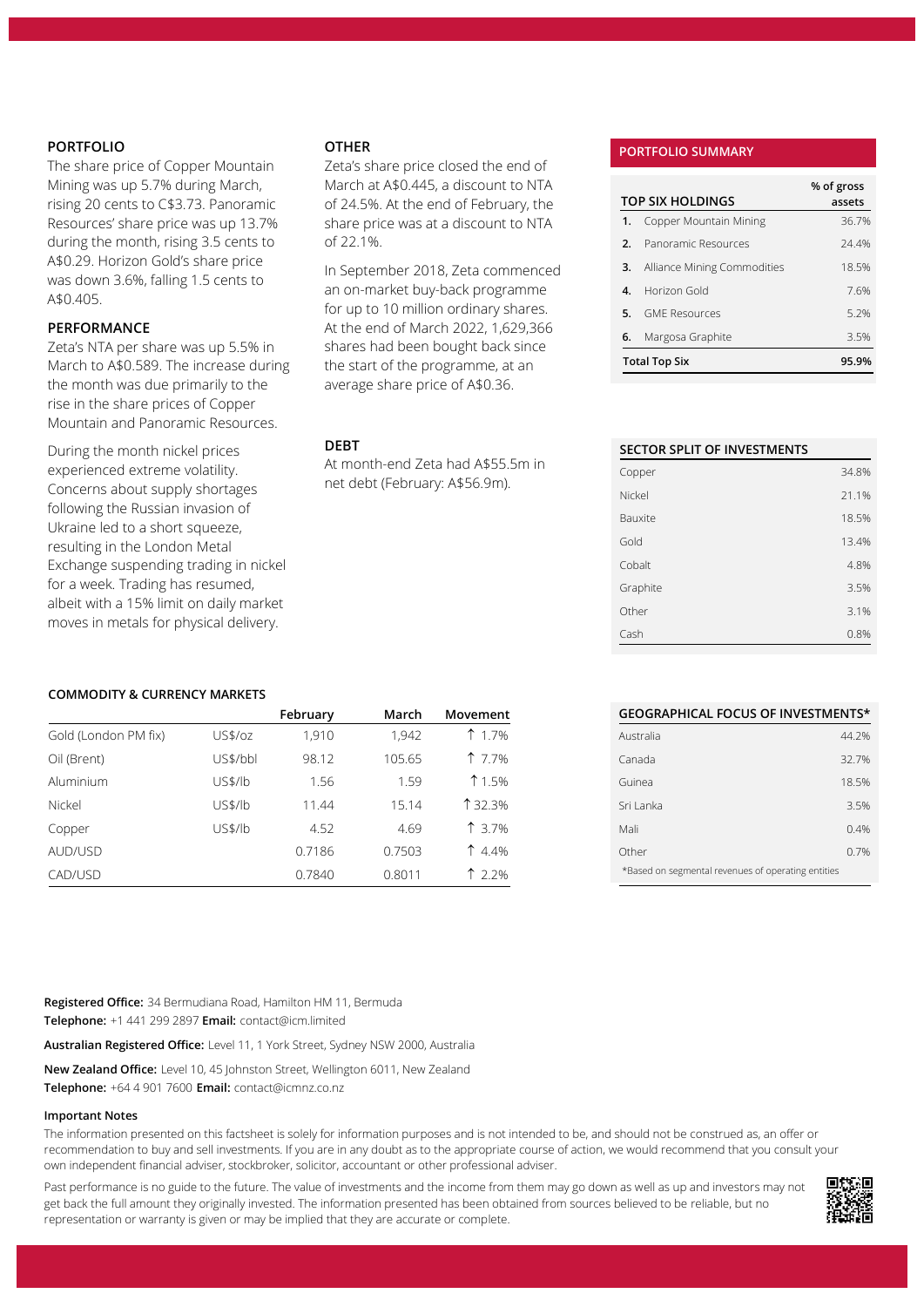## PORTFOLIO

The share price of Copper Mountain Mining was up 5.7% during March, rising 20 cents to C$3.73. Panoramic Resources' share price was up 13.7% during the month, rising 3.5 cents to A$0.29. Horizon Gold's share price was down 3.6%, falling 1.5 cents to A$0.405.

## PERFORMANCE

Zeta's NTA per share was up 5.5% in March to A$0.589. The increase during the month was due primarily to the rise in the share prices of Copper Mountain and Panoramic Resources.

During the month nickel prices experienced extreme volatility. Concerns about supply shortages following the Russian invasion of Ukraine led to a short squeeze, resulting in the London Metal Exchange suspending trading in nickel for a week. Trading has resumed, albeit with a 15% limit on daily market moves in metals for physical delivery.

## OTHER

Zeta's share price closed the end of March at A$0.445, a discount to NTA of 24.5%. At the end of February, the share price was at a discount to NTA of 22.1%.

In September 2018, Zeta commenced an on-market buy-back programme for up to 10 million ordinary shares. At the end of March 2022, 1,629,366 shares had been bought back since the start of the programme, at an average share price of A$0.36.

## DEBT

At month-end Zeta had A$55.5m in net debt (February: A$56.9m).

## PORTFOLIO SUMMARY

| | TOP SIX HOLDINGS | % of gross assets |
|---|---|---|
| 1. | Copper Mountain Mining | 36.7% |
| 2. | Panoramic Resources | 24.4% |
| 3. | Alliance Mining Commodities | 18.5% |
| 4. | Horizon Gold | 7.6% |
| 5. | GME Resources | 5.2% |
| 6. | Margosa Graphite | 3.5% |
| **Total Top Six** | | **95.9%** |

| SECTOR SPLIT OF INVESTMENTS | |
|---|---|
| Copper | 34.8% |
| Nickel | 21.1% |
| Bauxite | 18.5% |
| Gold | 13.4% |
| Cobalt | 4.8% |
| Graphite | 3.5% |
| Other | 3.1% |
| Cash | 0.8% |

### COMMODITY & CURRENCY MARKETS

| | | February | March | Movement |
|---|---|---|---|---|
| Gold (London PM fix) | US$/oz | 1,910 | 1,942 | ↑ 1.7% |
| Oil (Brent) | US$/bbl | 98.12 | 105.65 | ↑ 7.7% |
| Aluminium | US$/lb | 1.56 | 1.59 | ↑ 1.5% |
| Nickel | US$/lb | 11.44 | 15.14 | ↑ 32.3% |
| Copper | US$/lb | 4.52 | 4.69 | ↑ 3.7% |
| AUD/USD | | 0.7186 | 0.7503 | ↑ 4.4% |
| CAD/USD | | 0.7840 | 0.8011 | ↑ 2.2% |

| GEOGRAPHICAL FOCUS OF INVESTMENTS* | |
|---|---|
| Australia | 44.2% |
| Canada | 32.7% |
| Guinea | 18.5% |
| Sri Lanka | 3.5% |
| Mali | 0.4% |
| Other | 0.7% |

*Based on segmental revenues of operating entities

**Registered Office:** 34 Bermudiana Road, Hamilton HM 11, Bermuda
**Telephone:** +1 441 299 2897 **Email:** contact@icm.limited

**Australian Registered Office:** Level 11, 1 York Street, Sydney NSW 2000, Australia

**New Zealand Office:** Level 10, 45 Johnston Street, Wellington 6011, New Zealand
**Telephone:** +64 4 901 7600 **Email:** contact@icmnz.co.nz

### Important Notes

The information presented on this factsheet is solely for information purposes and is not intended to be, and should not be construed as, an offer or recommendation to buy and sell investments. If you are in any doubt as to the appropriate course of action, we would recommend that you consult your own independent financial adviser, stockbroker, solicitor, accountant or other professional adviser.

Past performance is no guide to the future. The value of investments and the income from them may go down as well as up and investors may not get back the full amount they originally invested. The information presented has been obtained from sources believed to be reliable, but no representation or warranty is given or may be implied that they are accurate or complete.